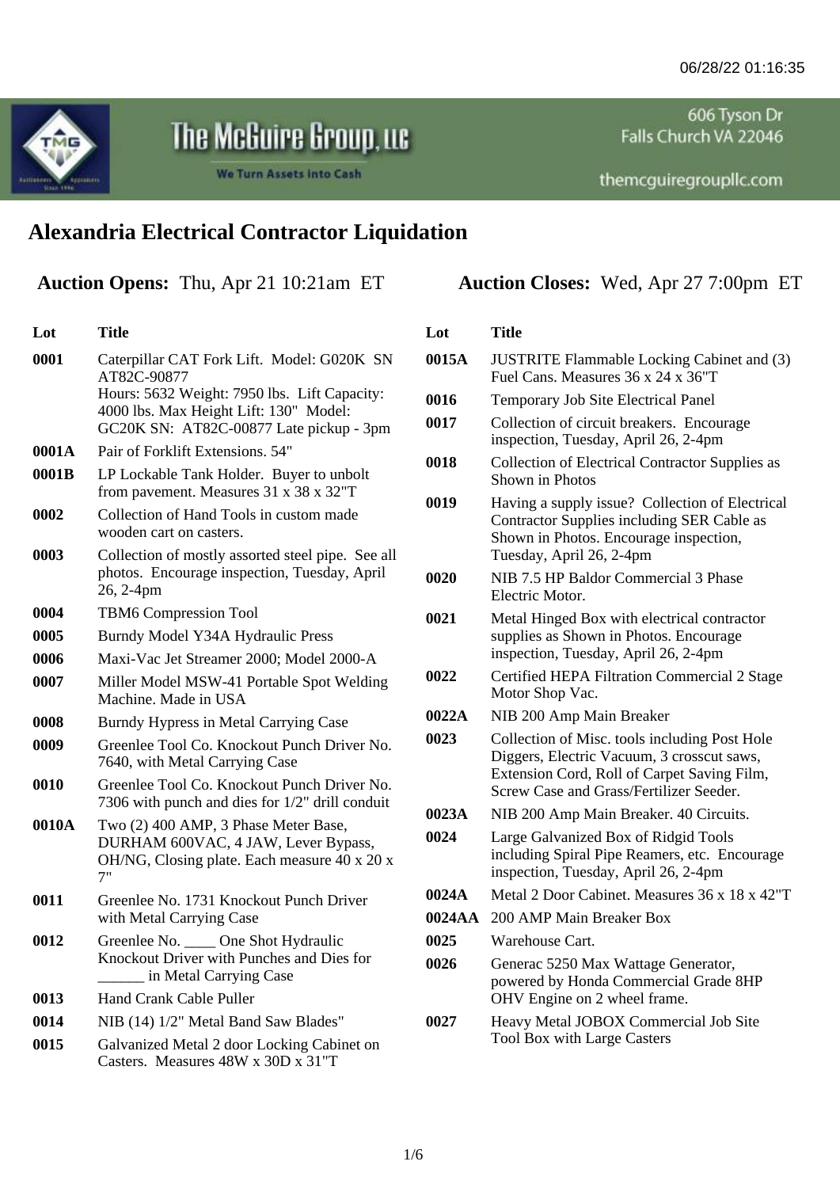The McGuire Group, LLC
We Turn Assets into Cash

606 Tyson Dr
Falls Church VA 22046

themcguiregroupllc.com

# Alexandria Electrical Contractor Liquidation

**Auction Opens:** Thu, Apr 21 10:21am ET

**Auction Closes:** Wed, Apr 27 7:00pm ET

| Lot | Title |
| --- | --- |
| **0001** | Caterpillar CAT Fork Lift. Model: G020K SN AT82C-90877 Hours: 5632 Weight: 7950 lbs. Lift Capacity: 4000 lbs. Max Height Lift: 130" Model: GC20K SN: AT82C-00877 Late pickup - 3pm |
| **0001A** | Pair of Forklift Extensions. 54" |
| **0001B** | LP Lockable Tank Holder. Buyer to unbolt from pavement. Measures 31 x 38 x 32"T |
| **0002** | Collection of Hand Tools in custom made wooden cart on casters. |
| **0003** | Collection of mostly assorted steel pipe. See all photos. Encourage inspection, Tuesday, April 26, 2-4pm |
| **0004** | TBM6 Compression Tool |
| **0005** | Burndy Model Y34A Hydraulic Press |
| **0006** | Maxi-Vac Jet Streamer 2000; Model 2000-A |
| **0007** | Miller Model MSW-41 Portable Spot Welding Machine. Made in USA |
| **0008** | Burndy Hypress in Metal Carrying Case |
| **0009** | Greenlee Tool Co. Knockout Punch Driver No. 7640, with Metal Carrying Case |
| **0010** | Greenlee Tool Co. Knockout Punch Driver No. 7306 with punch and dies for 1/2" drill conduit |
| **0010A** | Two (2) 400 AMP, 3 Phase Meter Base, DURHAM 600VAC, 4 JAW, Lever Bypass, OH/NG, Closing plate. Each measure 40 x 20 x 7" |
| **0011** | Greenlee No. 1731 Knockout Punch Driver with Metal Carrying Case |
| **0012** | Greenlee No. ____ One Shot Hydraulic Knockout Driver with Punches and Dies for ______ in Metal Carrying Case |
| **0013** | Hand Crank Cable Puller |
| **0014** | NIB (14) 1/2" Metal Band Saw Blades" |
| **0015** | Galvanized Metal 2 door Locking Cabinet on Casters. Measures 48W x 30D x 31"T |
| **0015A** | JUSTRITE Flammable Locking Cabinet and (3) Fuel Cans. Measures 36 x 24 x 36"T |
| **0016** | Temporary Job Site Electrical Panel |
| **0017** | Collection of circuit breakers. Encourage inspection, Tuesday, April 26, 2-4pm |
| **0018** | Collection of Electrical Contractor Supplies as Shown in Photos |
| **0019** | Having a supply issue? Collection of Electrical Contractor Supplies including SER Cable as Shown in Photos. Encourage inspection, Tuesday, April 26, 2-4pm |
| **0020** | NIB 7.5 HP Baldor Commercial 3 Phase Electric Motor. |
| **0021** | Metal Hinged Box with electrical contractor supplies as Shown in Photos. Encourage inspection, Tuesday, April 26, 2-4pm |
| **0022** | Certified HEPA Filtration Commercial 2 Stage Motor Shop Vac. |
| **0022A** | NIB 200 Amp Main Breaker |
| **0023** | Collection of Misc. tools including Post Hole Diggers, Electric Vacuum, 3 crosscut saws, Extension Cord, Roll of Carpet Saving Film, Screw Case and Grass/Fertilizer Seeder. |
| **0023A** | NIB 200 Amp Main Breaker. 40 Circuits. |
| **0024** | Large Galvanized Box of Ridgid Tools including Spiral Pipe Reamers, etc. Encourage inspection, Tuesday, April 26, 2-4pm |
| **0024A** | Metal 2 Door Cabinet. Measures 36 x 18 x 42"T |
| **0024AA** | 200 AMP Main Breaker Box |
| **0025** | Warehouse Cart. |
| **0026** | Generac 5250 Max Wattage Generator, powered by Honda Commercial Grade 8HP OHV Engine on 2 wheel frame. |
| **0027** | Heavy Metal JOBOX Commercial Job Site Tool Box with Large Casters |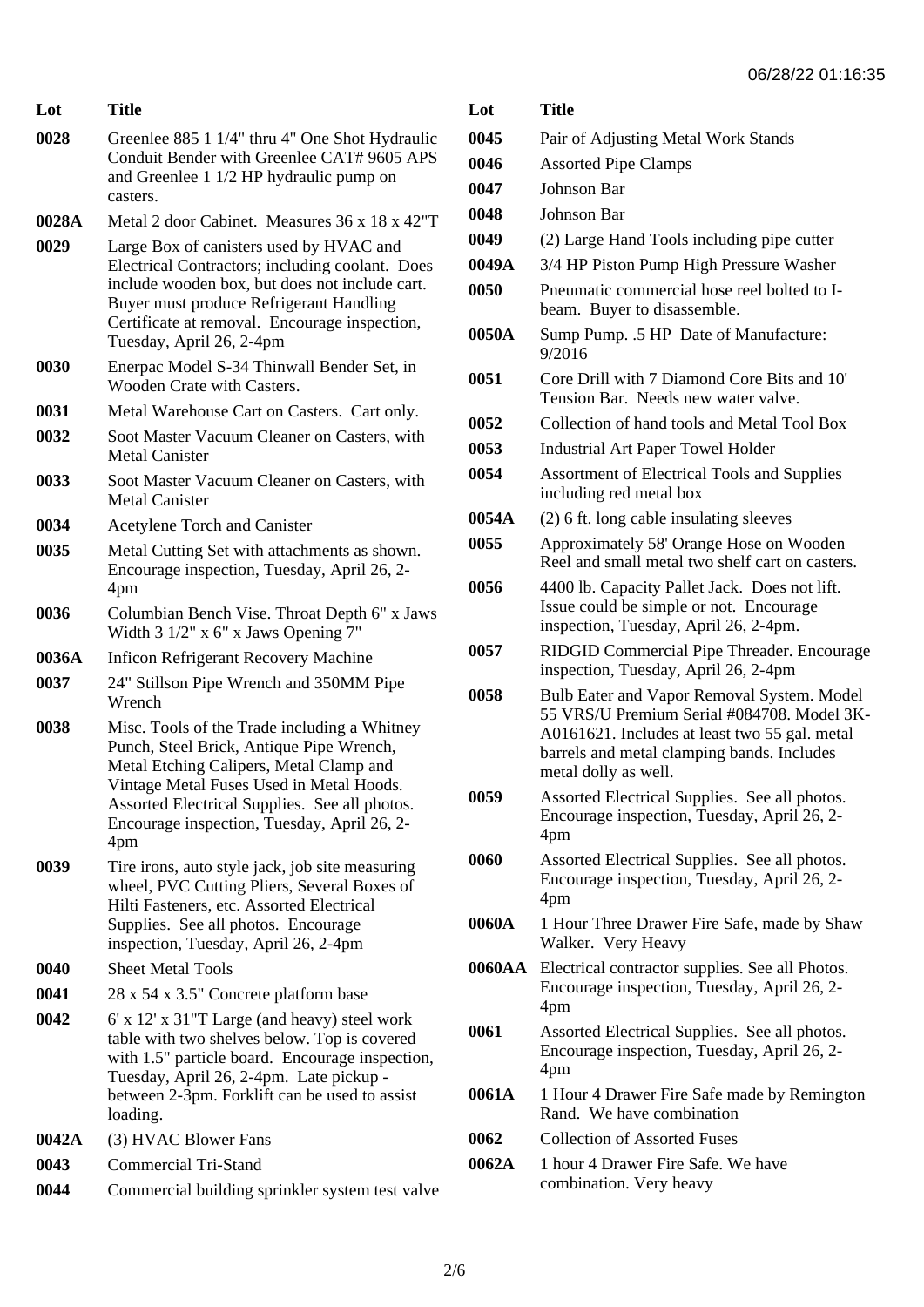| Lot | Title |
| --- | --- |
| 0028 | Greenlee 885 1 1/4" thru 4" One Shot Hydraulic Conduit Bender with Greenlee CAT# 9605 APS and Greenlee 1 1/2 HP hydraulic pump on casters. |
| 0028A | Metal 2 door Cabinet. Measures 36 x 18 x 42"T |
| 0029 | Large Box of canisters used by HVAC and Electrical Contractors; including coolant. Does include wooden box, but does not include cart. Buyer must produce Refrigerant Handling Certificate at removal. Encourage inspection, Tuesday, April 26, 2-4pm |
| 0030 | Enerpac Model S-34 Thinwall Bender Set, in Wooden Crate with Casters. |
| 0031 | Metal Warehouse Cart on Casters. Cart only. |
| 0032 | Soot Master Vacuum Cleaner on Casters, with Metal Canister |
| 0033 | Soot Master Vacuum Cleaner on Casters, with Metal Canister |
| 0034 | Acetylene Torch and Canister |
| 0035 | Metal Cutting Set with attachments as shown. Encourage inspection, Tuesday, April 26, 2-4pm |
| 0036 | Columbian Bench Vise. Throat Depth 6" x Jaws Width 3 1/2" x 6" x Jaws Opening 7" |
| 0036A | Inficon Refrigerant Recovery Machine |
| 0037 | 24" Stillson Pipe Wrench and 350MM Pipe Wrench |
| 0038 | Misc. Tools of the Trade including a Whitney Punch, Steel Brick, Antique Pipe Wrench, Metal Etching Calipers, Metal Clamp and Vintage Metal Fuses Used in Metal Hoods. Assorted Electrical Supplies. See all photos. Encourage inspection, Tuesday, April 26, 2-4pm |
| 0039 | Tire irons, auto style jack, job site measuring wheel, PVC Cutting Pliers, Several Boxes of Hilti Fasteners, etc. Assorted Electrical Supplies. See all photos. Encourage inspection, Tuesday, April 26, 2-4pm |
| 0040 | Sheet Metal Tools |
| 0041 | 28 x 54 x 3.5" Concrete platform base |
| 0042 | 6' x 12' x 31"T Large (and heavy) steel work table with two shelves below. Top is covered with 1.5" particle board. Encourage inspection, Tuesday, April 26, 2-4pm. Late pickup - between 2-3pm. Forklift can be used to assist loading. |
| 0042A | (3) HVAC Blower Fans |
| 0043 | Commercial Tri-Stand |
| 0044 | Commercial building sprinkler system test valve |
| 0045 | Pair of Adjusting Metal Work Stands |
| 0046 | Assorted Pipe Clamps |
| 0047 | Johnson Bar |
| 0048 | Johnson Bar |
| 0049 | (2) Large Hand Tools including pipe cutter |
| 0049A | 3/4 HP Piston Pump High Pressure Washer |
| 0050 | Pneumatic commercial hose reel bolted to I-beam. Buyer to disassemble. |
| 0050A | Sump Pump. .5 HP Date of Manufacture: 9/2016 |
| 0051 | Core Drill with 7 Diamond Core Bits and 10' Tension Bar. Needs new water valve. |
| 0052 | Collection of hand tools and Metal Tool Box |
| 0053 | Industrial Art Paper Towel Holder |
| 0054 | Assortment of Electrical Tools and Supplies including red metal box |
| 0054A | (2) 6 ft. long cable insulating sleeves |
| 0055 | Approximately 58' Orange Hose on Wooden Reel and small metal two shelf cart on casters. |
| 0056 | 4400 lb. Capacity Pallet Jack. Does not lift. Issue could be simple or not. Encourage inspection, Tuesday, April 26, 2-4pm. |
| 0057 | RIDGID Commercial Pipe Threader. Encourage inspection, Tuesday, April 26, 2-4pm |
| 0058 | Bulb Eater and Vapor Removal System. Model 55 VRS/U Premium Serial #084708. Model 3K-A0161621. Includes at least two 55 gal. metal barrels and metal clamping bands. Includes metal dolly as well. |
| 0059 | Assorted Electrical Supplies. See all photos. Encourage inspection, Tuesday, April 26, 2-4pm |
| 0060 | Assorted Electrical Supplies. See all photos. Encourage inspection, Tuesday, April 26, 2-4pm |
| 0060A | 1 Hour Three Drawer Fire Safe, made by Shaw Walker. Very Heavy |
| 0060AA | Electrical contractor supplies. See all Photos. Encourage inspection, Tuesday, April 26, 2-4pm |
| 0061 | Assorted Electrical Supplies. See all photos. Encourage inspection, Tuesday, April 26, 2-4pm |
| 0061A | 1 Hour 4 Drawer Fire Safe made by Remington Rand. We have combination |
| 0062 | Collection of Assorted Fuses |
| 0062A | 1 hour 4 Drawer Fire Safe. We have combination. Very heavy |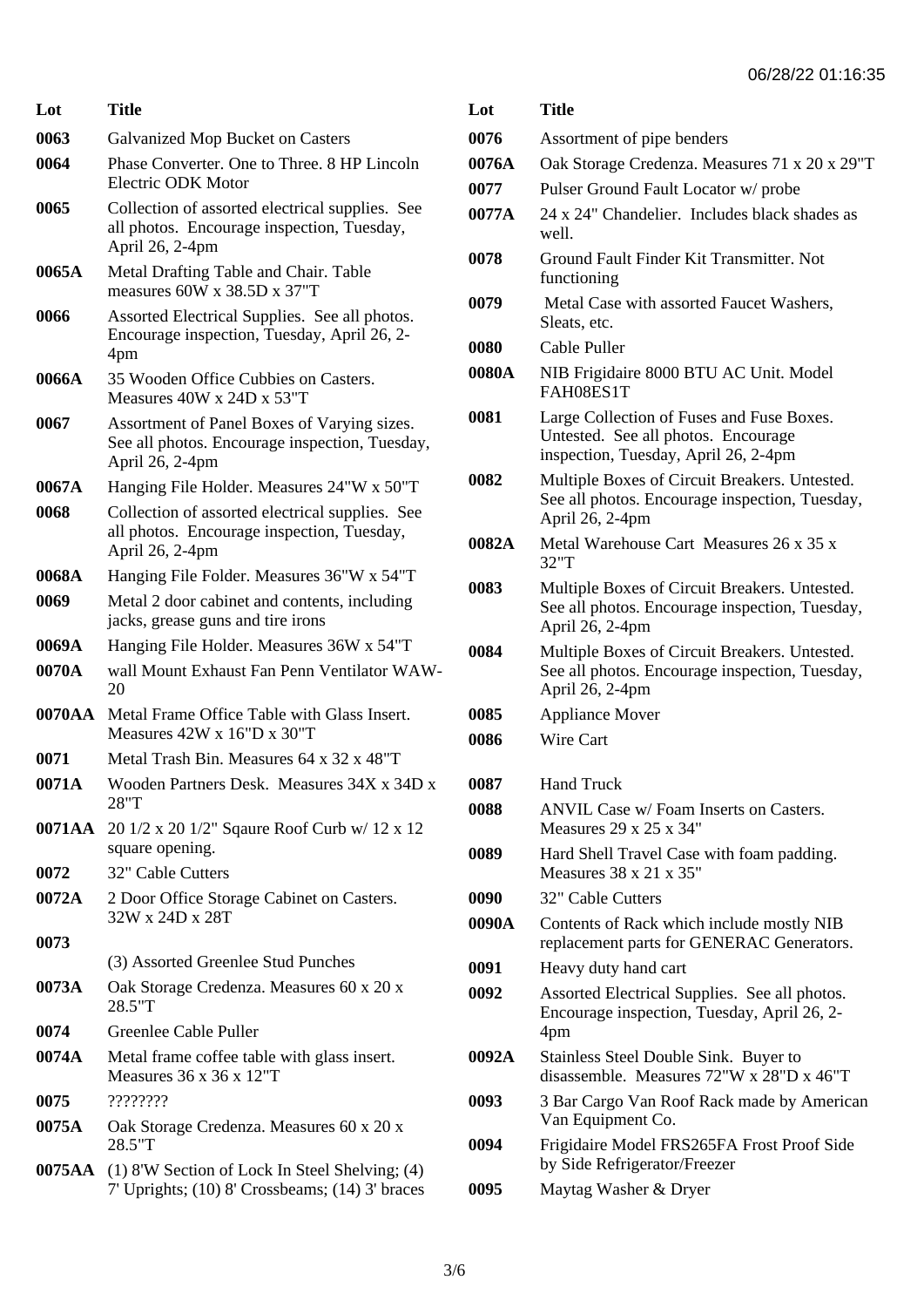| Lot | Title |
| --- | --- |
| 0063 | Galvanized Mop Bucket on Casters |
| 0064 | Phase Converter. One to Three. 8 HP Lincoln Electric ODK Motor |
| 0065 | Collection of assorted electrical supplies. See all photos. Encourage inspection, Tuesday, April 26, 2-4pm |
| 0065A | Metal Drafting Table and Chair. Table measures 60W x 38.5D x 37"T |
| 0066 | Assorted Electrical Supplies. See all photos. Encourage inspection, Tuesday, April 26, 2-4pm |
| 0066A | 35 Wooden Office Cubbies on Casters. Measures 40W x 24D x 53"T |
| 0067 | Assortment of Panel Boxes of Varying sizes. See all photos. Encourage inspection, Tuesday, April 26, 2-4pm |
| 0067A | Hanging File Holder. Measures 24"W x 50"T |
| 0068 | Collection of assorted electrical supplies. See all photos. Encourage inspection, Tuesday, April 26, 2-4pm |
| 0068A | Hanging File Folder. Measures 36"W x 54"T |
| 0069 | Metal 2 door cabinet and contents, including jacks, grease guns and tire irons |
| 0069A | Hanging File Holder. Measures 36W x 54"T |
| 0070A | wall Mount Exhaust Fan Penn Ventilator WAW-20 |
| 0070AA | Metal Frame Office Table with Glass Insert. Measures 42W x 16"D x 30"T |
| 0071 | Metal Trash Bin. Measures 64 x 32 x 48"T |
| 0071A | Wooden Partners Desk. Measures 34X x 34D x 28"T |
| 0071AA | 20 1/2 x 20 1/2" Sqaure Roof Curb w/ 12 x 12 square opening. |
| 0072 | 32" Cable Cutters |
| 0072A | 2 Door Office Storage Cabinet on Casters. 32W x 24D x 28T |
| 0073 | (3) Assorted Greenlee Stud Punches |
| 0073A | Oak Storage Credenza. Measures 60 x 20 x 28.5"T |
| 0074 | Greenlee Cable Puller |
| 0074A | Metal frame coffee table with glass insert. Measures 36 x 36 x 12"T |
| 0075 | ???????? |
| 0075A | Oak Storage Credenza. Measures 60 x 20 x 28.5"T |
| 0075AA | (1) 8'W Section of Lock In Steel Shelving; (4) 7' Uprights; (10) 8' Crossbeams; (14) 3' braces |
| 0076 | Assortment of pipe benders |
| 0076A | Oak Storage Credenza. Measures 71 x 20 x 29"T |
| 0077 | Pulser Ground Fault Locator w/ probe |
| 0077A | 24 x 24" Chandelier. Includes black shades as well. |
| 0078 | Ground Fault Finder Kit Transmitter. Not functioning |
| 0079 | Metal Case with assorted Faucet Washers, Sleats, etc. |
| 0080 | Cable Puller |
| 0080A | NIB Frigidaire 8000 BTU AC Unit. Model FAH08ES1T |
| 0081 | Large Collection of Fuses and Fuse Boxes. Untested. See all photos. Encourage inspection, Tuesday, April 26, 2-4pm |
| 0082 | Multiple Boxes of Circuit Breakers. Untested. See all photos. Encourage inspection, Tuesday, April 26, 2-4pm |
| 0082A | Metal Warehouse Cart Measures 26 x 35 x 32"T |
| 0083 | Multiple Boxes of Circuit Breakers. Untested. See all photos. Encourage inspection, Tuesday, April 26, 2-4pm |
| 0084 | Multiple Boxes of Circuit Breakers. Untested. See all photos. Encourage inspection, Tuesday, April 26, 2-4pm |
| 0085 | Appliance Mover |
| 0086 | Wire Cart |
| 0087 | Hand Truck |
| 0088 | ANVIL Case w/ Foam Inserts on Casters. Measures 29 x 25 x 34" |
| 0089 | Hard Shell Travel Case with foam padding. Measures 38 x 21 x 35" |
| 0090 | 32" Cable Cutters |
| 0090A | Contents of Rack which include mostly NIB replacement parts for GENERAC Generators. |
| 0091 | Heavy duty hand cart |
| 0092 | Assorted Electrical Supplies. See all photos. Encourage inspection, Tuesday, April 26, 2-4pm |
| 0092A | Stainless Steel Double Sink. Buyer to disassemble. Measures 72"W x 28"D x 46"T |
| 0093 | 3 Bar Cargo Van Roof Rack made by American Van Equipment Co. |
| 0094 | Frigidaire Model FRS265FA Frost Proof Side by Side Refrigerator/Freezer |
| 0095 | Maytag Washer & Dryer |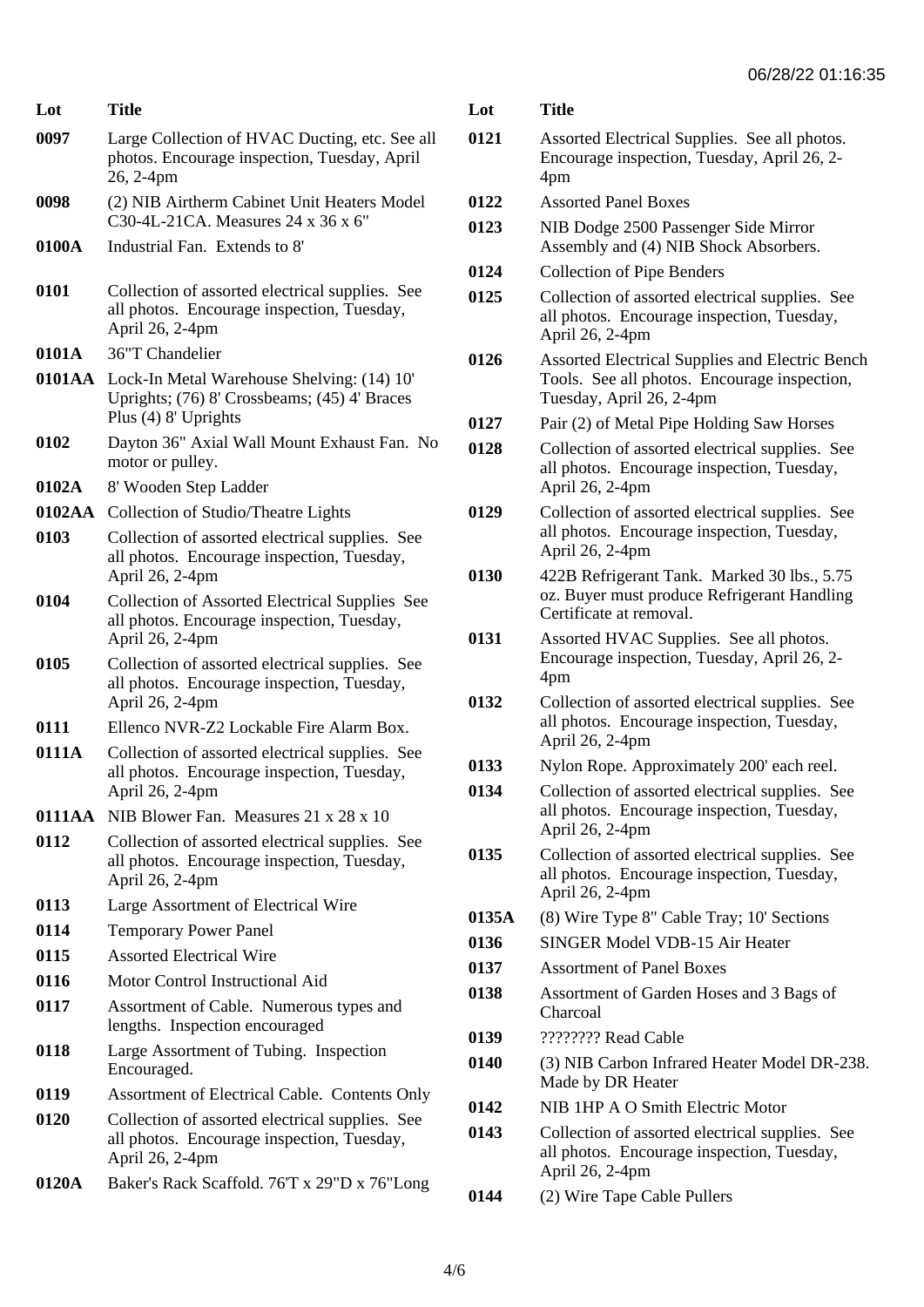| Lot | Title |
|---|---|
| 0097 | Large Collection of HVAC Ducting, etc. See all photos. Encourage inspection, Tuesday, April 26, 2-4pm |
| 0098 | (2) NIB Airtherm Cabinet Unit Heaters Model C30-4L-21CA. Measures 24 x 36 x 6" |
| 0100A | Industrial Fan. Extends to 8' |
| 0101 | Collection of assorted electrical supplies. See all photos. Encourage inspection, Tuesday, April 26, 2-4pm |
| 0101A | 36"T Chandelier |
| 0101AA | Lock-In Metal Warehouse Shelving: (14) 10' Uprights; (76) 8' Crossbeams; (45) 4' Braces Plus (4) 8' Uprights |
| 0102 | Dayton 36" Axial Wall Mount Exhaust Fan. No motor or pulley. |
| 0102A | 8' Wooden Step Ladder |
| 0102AA | Collection of Studio/Theatre Lights |
| 0103 | Collection of assorted electrical supplies. See all photos. Encourage inspection, Tuesday, April 26, 2-4pm |
| 0104 | Collection of Assorted Electrical Supplies See all photos. Encourage inspection, Tuesday, April 26, 2-4pm |
| 0105 | Collection of assorted electrical supplies. See all photos. Encourage inspection, Tuesday, April 26, 2-4pm |
| 0111 | Ellenco NVR-Z2 Lockable Fire Alarm Box. |
| 0111A | Collection of assorted electrical supplies. See all photos. Encourage inspection, Tuesday, April 26, 2-4pm |
| 0111AA | NIB Blower Fan. Measures 21 x 28 x 10 |
| 0112 | Collection of assorted electrical supplies. See all photos. Encourage inspection, Tuesday, April 26, 2-4pm |
| 0113 | Large Assortment of Electrical Wire |
| 0114 | Temporary Power Panel |
| 0115 | Assorted Electrical Wire |
| 0116 | Motor Control Instructional Aid |
| 0117 | Assortment of Cable. Numerous types and lengths. Inspection encouraged |
| 0118 | Large Assortment of Tubing. Inspection Encouraged. |
| 0119 | Assortment of Electrical Cable. Contents Only |
| 0120 | Collection of assorted electrical supplies. See all photos. Encourage inspection, Tuesday, April 26, 2-4pm |
| 0120A | Baker's Rack Scaffold. 76'T x 29"D x 76"Long |
| 0121 | Assorted Electrical Supplies. See all photos. Encourage inspection, Tuesday, April 26, 2-4pm |
| 0122 | Assorted Panel Boxes |
| 0123 | NIB Dodge 2500 Passenger Side Mirror Assembly and (4) NIB Shock Absorbers. |
| 0124 | Collection of Pipe Benders |
| 0125 | Collection of assorted electrical supplies. See all photos. Encourage inspection, Tuesday, April 26, 2-4pm |
| 0126 | Assorted Electrical Supplies and Electric Bench Tools. See all photos. Encourage inspection, Tuesday, April 26, 2-4pm |
| 0127 | Pair (2) of Metal Pipe Holding Saw Horses |
| 0128 | Collection of assorted electrical supplies. See all photos. Encourage inspection, Tuesday, April 26, 2-4pm |
| 0129 | Collection of assorted electrical supplies. See all photos. Encourage inspection, Tuesday, April 26, 2-4pm |
| 0130 | 422B Refrigerant Tank. Marked 30 lbs., 5.75 oz. Buyer must produce Refrigerant Handling Certificate at removal. |
| 0131 | Assorted HVAC Supplies. See all photos. Encourage inspection, Tuesday, April 26, 2-4pm |
| 0132 | Collection of assorted electrical supplies. See all photos. Encourage inspection, Tuesday, April 26, 2-4pm |
| 0133 | Nylon Rope. Approximately 200' each reel. |
| 0134 | Collection of assorted electrical supplies. See all photos. Encourage inspection, Tuesday, April 26, 2-4pm |
| 0135 | Collection of assorted electrical supplies. See all photos. Encourage inspection, Tuesday, April 26, 2-4pm |
| 0135A | (8) Wire Type 8" Cable Tray; 10' Sections |
| 0136 | SINGER Model VDB-15 Air Heater |
| 0137 | Assortment of Panel Boxes |
| 0138 | Assortment of Garden Hoses and 3 Bags of Charcoal |
| 0139 | ???????? Read Cable |
| 0140 | (3) NIB Carbon Infrared Heater Model DR-238. Made by DR Heater |
| 0142 | NIB 1HP A O Smith Electric Motor |
| 0143 | Collection of assorted electrical supplies. See all photos. Encourage inspection, Tuesday, April 26, 2-4pm |
| 0144 | (2) Wire Tape Cable Pullers |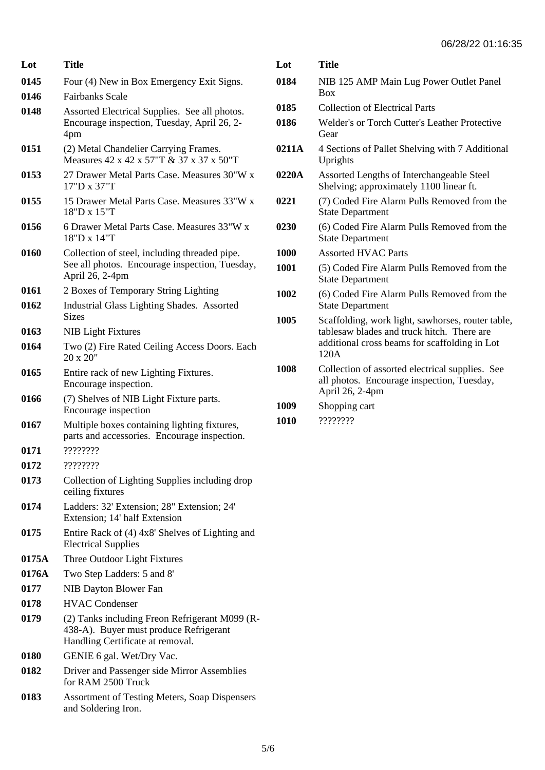| Lot | Title |
| --- | --- |
| 0145 | Four (4) New in Box Emergency Exit Signs. |
| 0146 | Fairbanks Scale |
| 0148 | Assorted Electrical Supplies. See all photos. Encourage inspection, Tuesday, April 26, 2-4pm |
| 0151 | (2) Metal Chandelier Carrying Frames. Measures 42 x 42 x 57"T & 37 x 37 x 50"T |
| 0153 | 27 Drawer Metal Parts Case. Measures 30"W x 17"D x 37"T |
| 0155 | 15 Drawer Metal Parts Case. Measures 33"W x 18"D x 15"T |
| 0156 | 6 Drawer Metal Parts Case. Measures 33"W x 18"D x 14"T |
| 0160 | Collection of steel, including threaded pipe. See all photos. Encourage inspection, Tuesday, April 26, 2-4pm |
| 0161 | 2 Boxes of Temporary String Lighting |
| 0162 | Industrial Glass Lighting Shades. Assorted Sizes |
| 0163 | NIB Light Fixtures |
| 0164 | Two (2) Fire Rated Ceiling Access Doors. Each 20 x 20" |
| 0165 | Entire rack of new Lighting Fixtures. Encourage inspection. |
| 0166 | (7) Shelves of NIB Light Fixture parts. Encourage inspection |
| 0167 | Multiple boxes containing lighting fixtures, parts and accessories. Encourage inspection. |
| 0171 | ???????? |
| 0172 | ???????? |
| 0173 | Collection of Lighting Supplies including drop ceiling fixtures |
| 0174 | Ladders: 32' Extension; 28" Extension; 24' Extension; 14' half Extension |
| 0175 | Entire Rack of (4) 4x8' Shelves of Lighting and Electrical Supplies |
| 0175A | Three Outdoor Light Fixtures |
| 0176A | Two Step Ladders: 5 and 8' |
| 0177 | NIB Dayton Blower Fan |
| 0178 | HVAC Condenser |
| 0179 | (2) Tanks including Freon Refrigerant M099 (R-438-A). Buyer must produce Refrigerant Handling Certificate at removal. |
| 0180 | GENIE 6 gal. Wet/Dry Vac. |
| 0182 | Driver and Passenger side Mirror Assemblies for RAM 2500 Truck |
| 0183 | Assortment of Testing Meters, Soap Dispensers and Soldering Iron. |
| 0184 | NIB 125 AMP Main Lug Power Outlet Panel Box |
| 0185 | Collection of Electrical Parts |
| 0186 | Welder's or Torch Cutter's Leather Protective Gear |
| 0211A | 4 Sections of Pallet Shelving with 7 Additional Uprights |
| 0220A | Assorted Lengths of Interchangeable Steel Shelving; approximately 1100 linear ft. |
| 0221 | (7) Coded Fire Alarm Pulls Removed from the State Department |
| 0230 | (6) Coded Fire Alarm Pulls Removed from the State Department |
| 1000 | Assorted HVAC Parts |
| 1001 | (5) Coded Fire Alarm Pulls Removed from the State Department |
| 1002 | (6) Coded Fire Alarm Pulls Removed from the State Department |
| 1005 | Scaffolding, work light, sawhorses, router table, tablesaw blades and truck hitch. There are additional cross beams for scaffolding in Lot 120A |
| 1008 | Collection of assorted electrical supplies. See all photos. Encourage inspection, Tuesday, April 26, 2-4pm |
| 1009 | Shopping cart |
| 1010 | ???????? |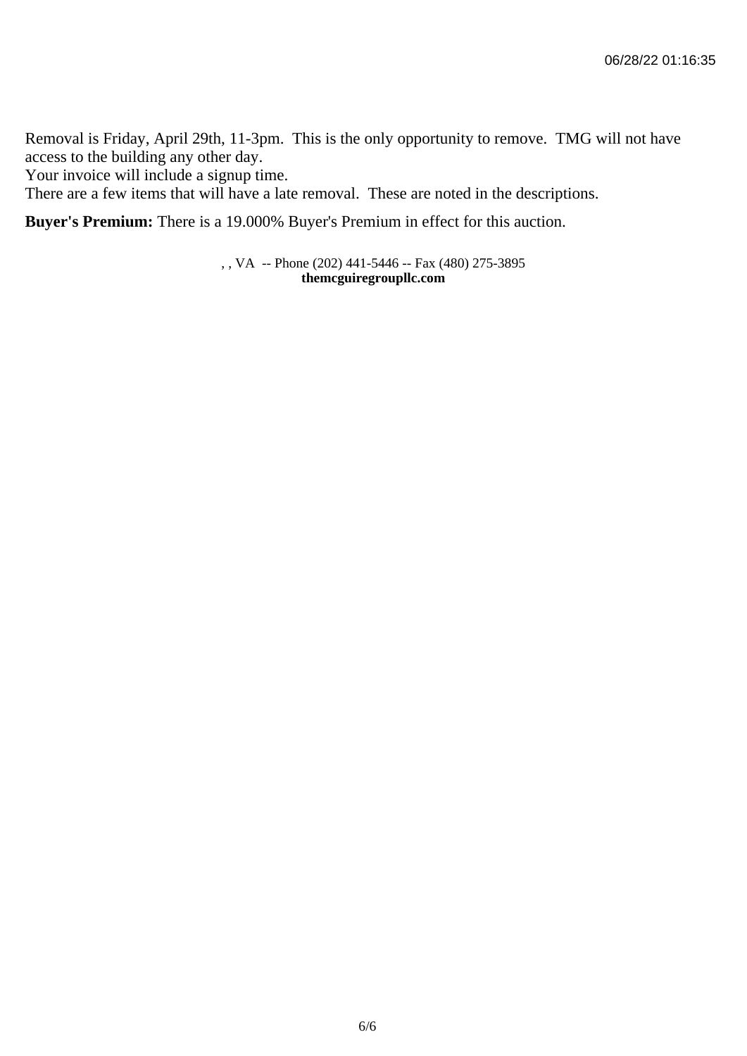Removal is Friday, April 29th, 11-3pm.  This is the only opportunity to remove.  TMG will not have access to the building any other day.
Your invoice will include a signup time.
There are a few items that will have a late removal.  These are noted in the descriptions.

**Buyer's Premium:** There is a 19.000% Buyer's Premium in effect for this auction.

, , VA  -- Phone (202) 441-5446 -- Fax (480) 275-3895
**themcguiregroupllc.com**